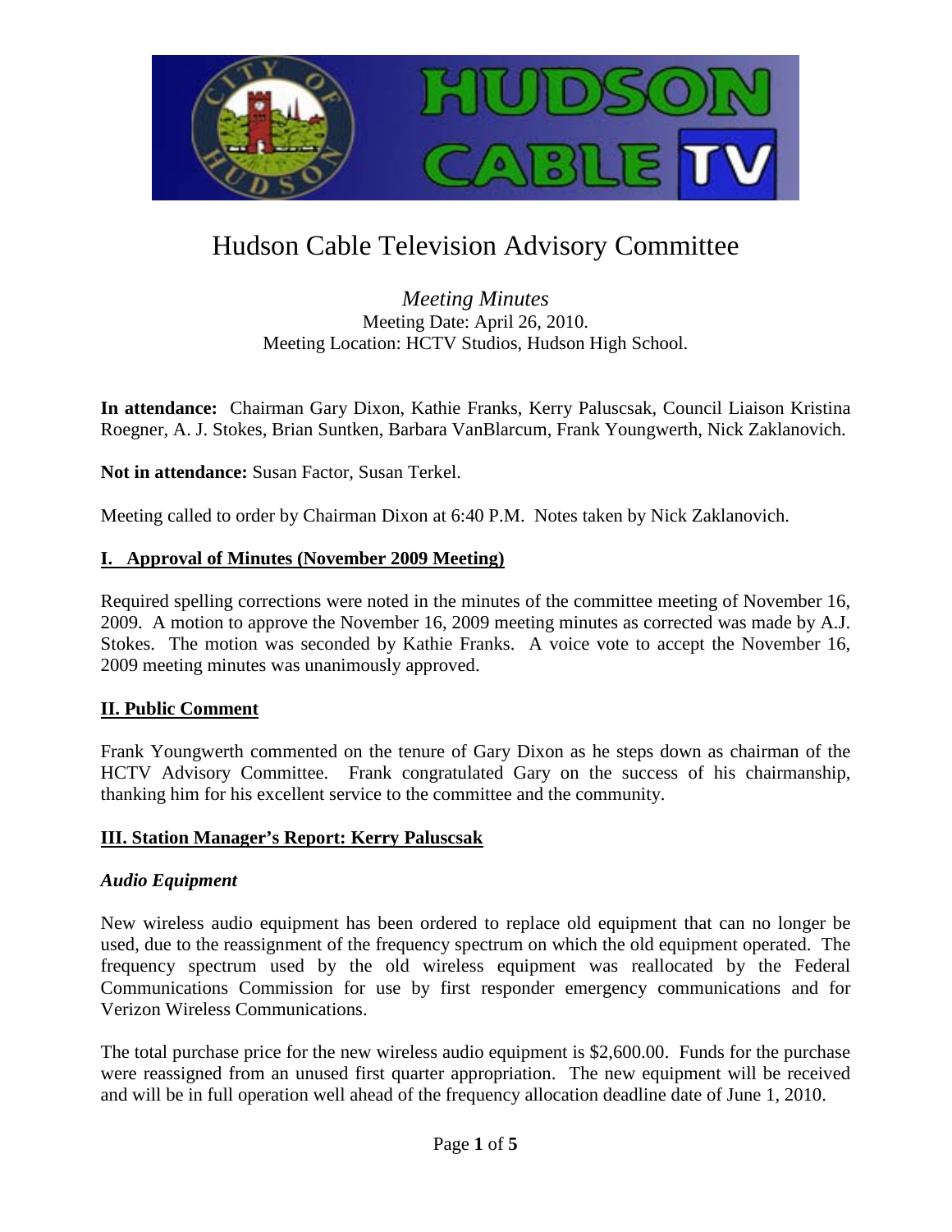# Hudson Cable Television Advisory Committee

*Meeting Minutes*
Meeting Date: April 26, 2010.
Meeting Location: HCTV Studios, Hudson High School.

**In attendance:** Chairman Gary Dixon, Kathie Franks, Kerry Paluscsak, Council Liaison Kristina Roegner, A. J. Stokes, Brian Suntken, Barbara VanBlarcum, Frank Youngwerth, Nick Zaklanovich.

**Not in attendance:** Susan Factor, Susan Terkel.

Meeting called to order by Chairman Dixon at 6:40 P.M. Notes taken by Nick Zaklanovich.

## I. Approval of Minutes (November 2009 Meeting)

Required spelling corrections were noted in the minutes of the committee meeting of November 16, 2009. A motion to approve the November 16, 2009 meeting minutes as corrected was made by A.J. Stokes. The motion was seconded by Kathie Franks. A voice vote to accept the November 16, 2009 meeting minutes was unanimously approved.

## II. Public Comment

Frank Youngwerth commented on the tenure of Gary Dixon as he steps down as chairman of the HCTV Advisory Committee. Frank congratulated Gary on the success of his chairmanship, thanking him for his excellent service to the committee and the community.

## III. Station Manager's Report: Kerry Paluscsak

### *Audio Equipment*

New wireless audio equipment has been ordered to replace old equipment that can no longer be used, due to the reassignment of the frequency spectrum on which the old equipment operated. The frequency spectrum used by the old wireless equipment was reallocated by the Federal Communications Commission for use by first responder emergency communications and for Verizon Wireless Communications.

The total purchase price for the new wireless audio equipment is $2,600.00. Funds for the purchase were reassigned from an unused first quarter appropriation. The new equipment will be received and will be in full operation well ahead of the frequency allocation deadline date of June 1, 2010.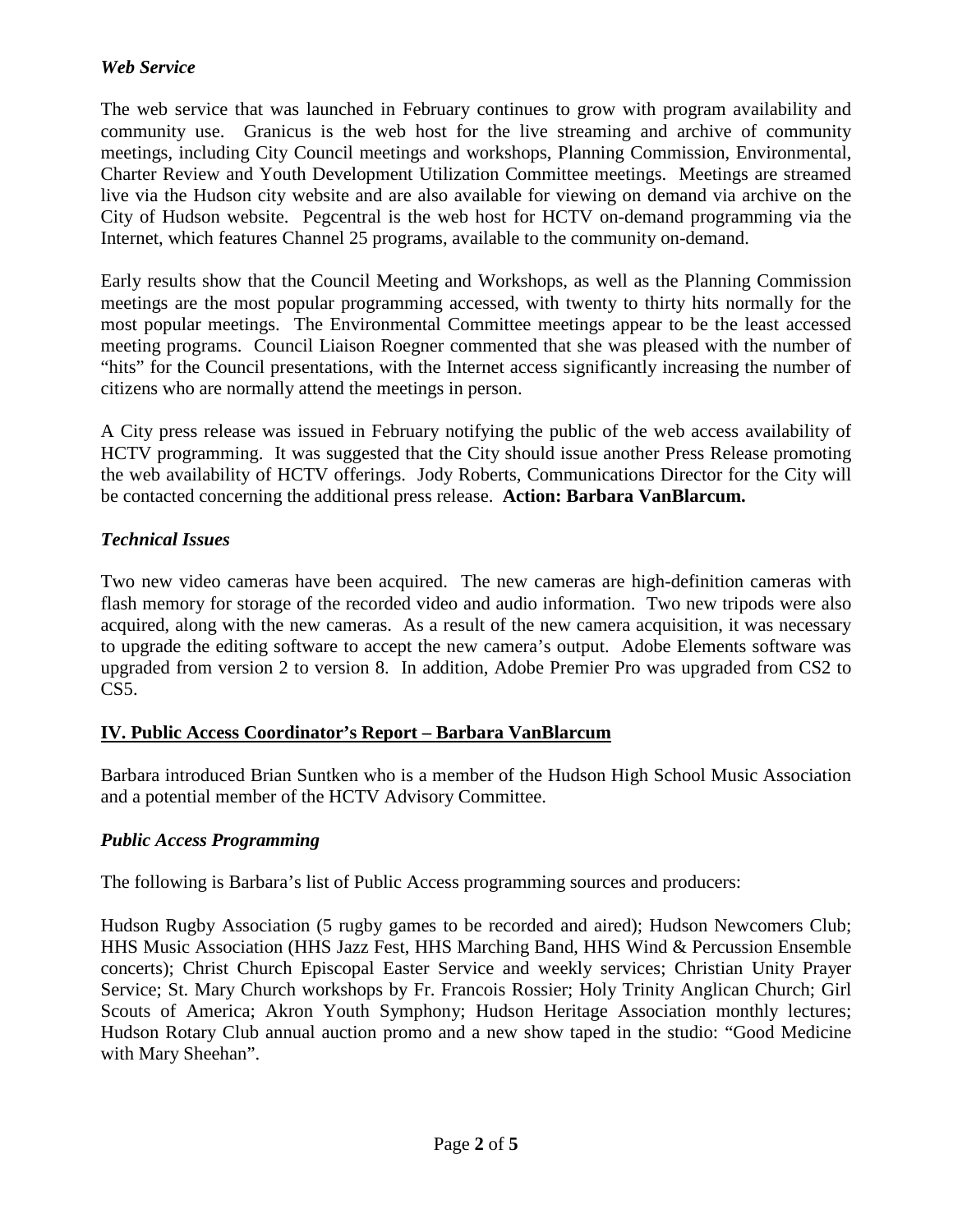### *Web Service*

The web service that was launched in February continues to grow with program availability and community use. Granicus is the web host for the live streaming and archive of community meetings, including City Council meetings and workshops, Planning Commission, Environmental, Charter Review and Youth Development Utilization Committee meetings. Meetings are streamed live via the Hudson city website and are also available for viewing on demand via archive on the City of Hudson website. Pegcentral is the web host for HCTV on-demand programming via the Internet, which features Channel 25 programs, available to the community on-demand.

Early results show that the Council Meeting and Workshops, as well as the Planning Commission meetings are the most popular programming accessed, with twenty to thirty hits normally for the most popular meetings. The Environmental Committee meetings appear to be the least accessed meeting programs. Council Liaison Roegner commented that she was pleased with the number of "hits" for the Council presentations, with the Internet access significantly increasing the number of citizens who are normally attend the meetings in person.

A City press release was issued in February notifying the public of the web access availability of HCTV programming. It was suggested that the City should issue another Press Release promoting the web availability of HCTV offerings. Jody Roberts, Communications Director for the City will be contacted concerning the additional press release. **Action: Barbara VanBlarcum.**

### *Technical Issues*

Two new video cameras have been acquired. The new cameras are high-definition cameras with flash memory for storage of the recorded video and audio information. Two new tripods were also acquired, along with the new cameras. As a result of the new camera acquisition, it was necessary to upgrade the editing software to accept the new camera's output. Adobe Elements software was upgraded from version 2 to version 8. In addition, Adobe Premier Pro was upgraded from CS2 to CS5.

## IV. Public Access Coordinator's Report – Barbara VanBlarcum

Barbara introduced Brian Suntken who is a member of the Hudson High School Music Association and a potential member of the HCTV Advisory Committee.

### *Public Access Programming*

The following is Barbara's list of Public Access programming sources and producers:

Hudson Rugby Association (5 rugby games to be recorded and aired); Hudson Newcomers Club; HHS Music Association (HHS Jazz Fest, HHS Marching Band, HHS Wind & Percussion Ensemble concerts); Christ Church Episcopal Easter Service and weekly services; Christian Unity Prayer Service; St. Mary Church workshops by Fr. Francois Rossier; Holy Trinity Anglican Church; Girl Scouts of America; Akron Youth Symphony; Hudson Heritage Association monthly lectures; Hudson Rotary Club annual auction promo and a new show taped in the studio: "Good Medicine with Mary Sheehan".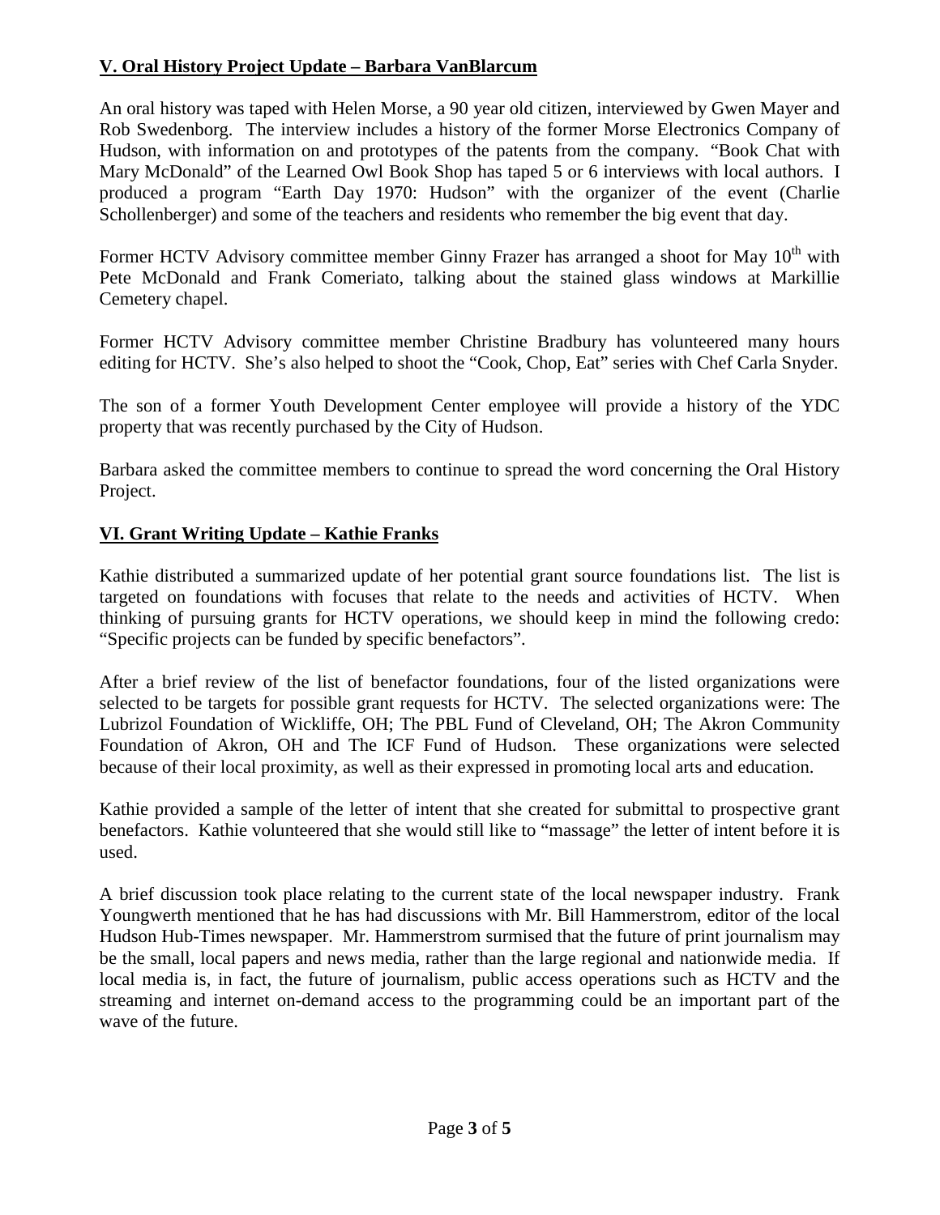## V. Oral History Project Update – Barbara VanBlarcum

An oral history was taped with Helen Morse, a 90 year old citizen, interviewed by Gwen Mayer and Rob Swedenborg. The interview includes a history of the former Morse Electronics Company of Hudson, with information on and prototypes of the patents from the company. "Book Chat with Mary McDonald" of the Learned Owl Book Shop has taped 5 or 6 interviews with local authors. I produced a program "Earth Day 1970: Hudson" with the organizer of the event (Charlie Schollenberger) and some of the teachers and residents who remember the big event that day.

Former HCTV Advisory committee member Ginny Frazer has arranged a shoot for May 10th with Pete McDonald and Frank Comeriato, talking about the stained glass windows at Markillie Cemetery chapel.

Former HCTV Advisory committee member Christine Bradbury has volunteered many hours editing for HCTV. She's also helped to shoot the "Cook, Chop, Eat" series with Chef Carla Snyder.

The son of a former Youth Development Center employee will provide a history of the YDC property that was recently purchased by the City of Hudson.

Barbara asked the committee members to continue to spread the word concerning the Oral History Project.

## VI. Grant Writing Update – Kathie Franks

Kathie distributed a summarized update of her potential grant source foundations list. The list is targeted on foundations with focuses that relate to the needs and activities of HCTV. When thinking of pursuing grants for HCTV operations, we should keep in mind the following credo: "Specific projects can be funded by specific benefactors".

After a brief review of the list of benefactor foundations, four of the listed organizations were selected to be targets for possible grant requests for HCTV. The selected organizations were: The Lubrizol Foundation of Wickliffe, OH; The PBL Fund of Cleveland, OH; The Akron Community Foundation of Akron, OH and The ICF Fund of Hudson. These organizations were selected because of their local proximity, as well as their expressed in promoting local arts and education.

Kathie provided a sample of the letter of intent that she created for submittal to prospective grant benefactors. Kathie volunteered that she would still like to "massage" the letter of intent before it is used.

A brief discussion took place relating to the current state of the local newspaper industry. Frank Youngwerth mentioned that he has had discussions with Mr. Bill Hammerstrom, editor of the local Hudson Hub-Times newspaper. Mr. Hammerstrom surmised that the future of print journalism may be the small, local papers and news media, rather than the large regional and nationwide media. If local media is, in fact, the future of journalism, public access operations such as HCTV and the streaming and internet on-demand access to the programming could be an important part of the wave of the future.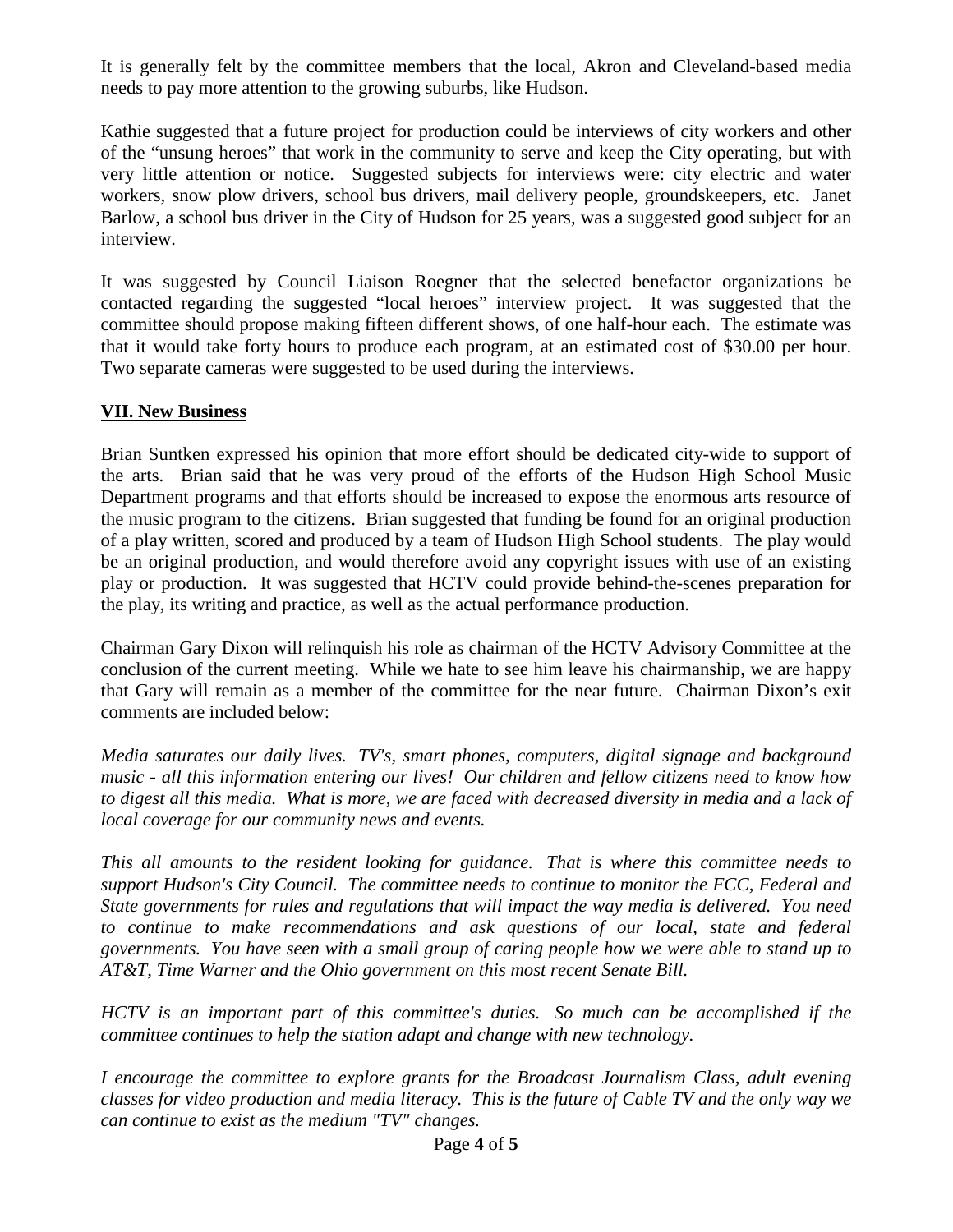It is generally felt by the committee members that the local, Akron and Cleveland-based media needs to pay more attention to the growing suburbs, like Hudson.

Kathie suggested that a future project for production could be interviews of city workers and other of the "unsung heroes" that work in the community to serve and keep the City operating, but with very little attention or notice. Suggested subjects for interviews were: city electric and water workers, snow plow drivers, school bus drivers, mail delivery people, groundskeepers, etc. Janet Barlow, a school bus driver in the City of Hudson for 25 years, was a suggested good subject for an interview.

It was suggested by Council Liaison Roegner that the selected benefactor organizations be contacted regarding the suggested "local heroes" interview project. It was suggested that the committee should propose making fifteen different shows, of one half-hour each. The estimate was that it would take forty hours to produce each program, at an estimated cost of $30.00 per hour. Two separate cameras were suggested to be used during the interviews.

## VII. New Business

Brian Suntken expressed his opinion that more effort should be dedicated city-wide to support of the arts. Brian said that he was very proud of the efforts of the Hudson High School Music Department programs and that efforts should be increased to expose the enormous arts resource of the music program to the citizens. Brian suggested that funding be found for an original production of a play written, scored and produced by a team of Hudson High School students. The play would be an original production, and would therefore avoid any copyright issues with use of an existing play or production. It was suggested that HCTV could provide behind-the-scenes preparation for the play, its writing and practice, as well as the actual performance production.

Chairman Gary Dixon will relinquish his role as chairman of the HCTV Advisory Committee at the conclusion of the current meeting. While we hate to see him leave his chairmanship, we are happy that Gary will remain as a member of the committee for the near future. Chairman Dixon's exit comments are included below:

*Media saturates our daily lives. TV's, smart phones, computers, digital signage and background music - all this information entering our lives! Our children and fellow citizens need to know how to digest all this media. What is more, we are faced with decreased diversity in media and a lack of local coverage for our community news and events.*

*This all amounts to the resident looking for guidance. That is where this committee needs to support Hudson's City Council. The committee needs to continue to monitor the FCC, Federal and State governments for rules and regulations that will impact the way media is delivered. You need to continue to make recommendations and ask questions of our local, state and federal governments. You have seen with a small group of caring people how we were able to stand up to AT&T, Time Warner and the Ohio government on this most recent Senate Bill.*

*HCTV is an important part of this committee's duties. So much can be accomplished if the committee continues to help the station adapt and change with new technology.*

*I encourage the committee to explore grants for the Broadcast Journalism Class, adult evening classes for video production and media literacy. This is the future of Cable TV and the only way we can continue to exist as the medium "TV" changes.*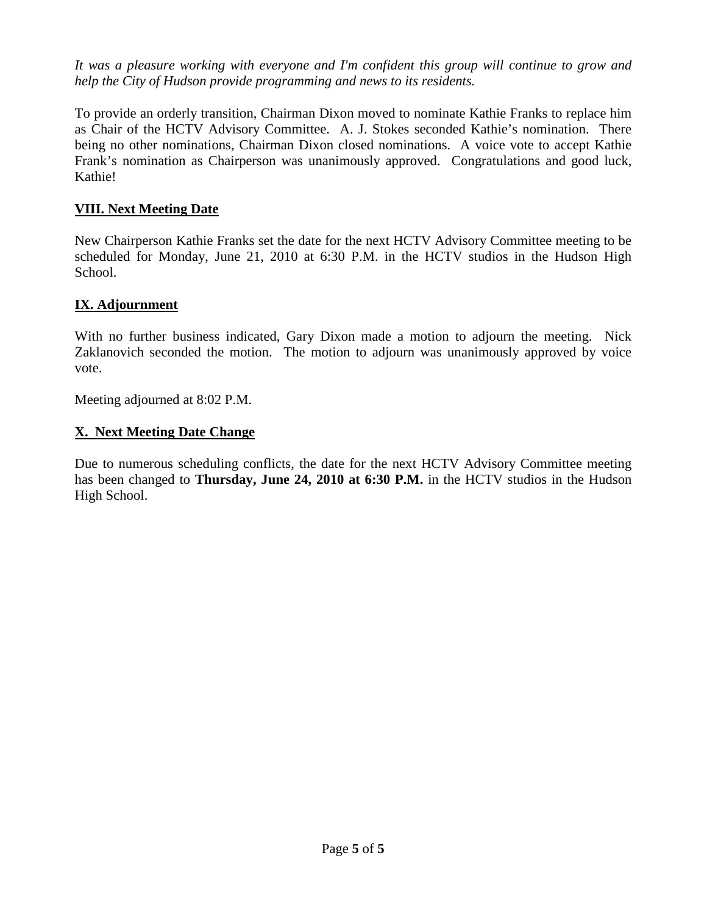*It was a pleasure working with everyone and I'm confident this group will continue to grow and help the City of Hudson provide programming and news to its residents.*

To provide an orderly transition, Chairman Dixon moved to nominate Kathie Franks to replace him as Chair of the HCTV Advisory Committee. A. J. Stokes seconded Kathie's nomination. There being no other nominations, Chairman Dixon closed nominations. A voice vote to accept Kathie Frank's nomination as Chairperson was unanimously approved. Congratulations and good luck, Kathie!

## VIII. Next Meeting Date

New Chairperson Kathie Franks set the date for the next HCTV Advisory Committee meeting to be scheduled for Monday, June 21, 2010 at 6:30 P.M. in the HCTV studios in the Hudson High School.

## IX. Adjournment

With no further business indicated, Gary Dixon made a motion to adjourn the meeting. Nick Zaklanovich seconded the motion. The motion to adjourn was unanimously approved by voice vote.

Meeting adjourned at 8:02 P.M.

## X. Next Meeting Date Change

Due to numerous scheduling conflicts, the date for the next HCTV Advisory Committee meeting has been changed to **Thursday, June 24, 2010 at 6:30 P.M.** in the HCTV studios in the Hudson High School.